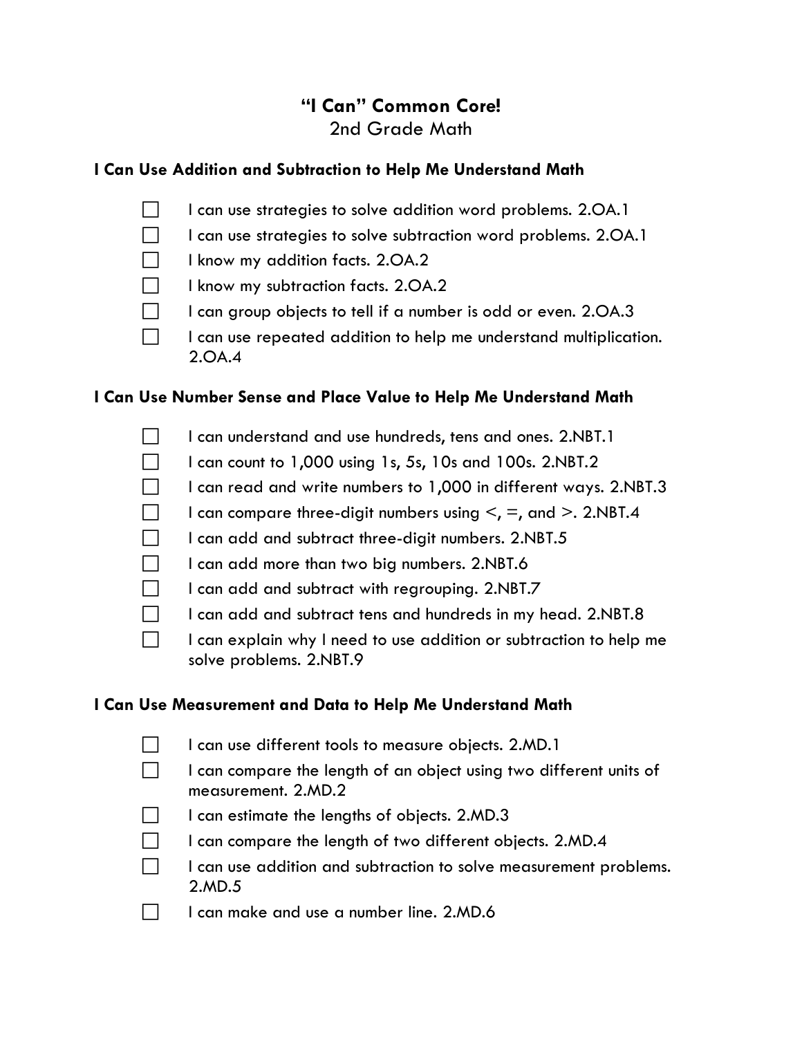# "I Can" Common Core!

2nd Grade Math

## I Can Use Addition and Subtraction to Help Me Understand Math

- [ ] I can use strategies to solve addition word problems. 2.OA.1
- [ ] I can use strategies to solve subtraction word problems. 2.OA.1
- [ ] I know my addition facts. 2.OA.2
- [ ] I know my subtraction facts. 2.OA.2
- [ ] I can group objects to tell if a number is odd or even. 2.OA.3
- [ ] I can use repeated addition to help me understand multiplication. 2.OA.4

## I Can Use Number Sense and Place Value to Help Me Understand Math

- [ ] I can understand and use hundreds, tens and ones. 2.NBT.1
- [ ] I can count to 1,000 using 1s, 5s, 10s and 100s. 2.NBT.2
- [ ] I can read and write numbers to 1,000 in different ways. 2.NBT.3
- [ ] I can compare three-digit numbers using <, =, and >. 2.NBT.4
- [ ] I can add and subtract three-digit numbers. 2.NBT.5
- [ ] I can add more than two big numbers. 2.NBT.6
- [ ] I can add and subtract with regrouping. 2.NBT.7
- [ ] I can add and subtract tens and hundreds in my head. 2.NBT.8
- [ ] I can explain why I need to use addition or subtraction to help me solve problems. 2.NBT.9

## I Can Use Measurement and Data to Help Me Understand Math

- [ ] I can use different tools to measure objects. 2.MD.1
- [ ] I can compare the length of an object using two different units of measurement. 2.MD.2
- [ ] I can estimate the lengths of objects. 2.MD.3
- [ ] I can compare the length of two different objects. 2.MD.4
- [ ] I can use addition and subtraction to solve measurement problems. 2.MD.5
- [ ] I can make and use a number line. 2.MD.6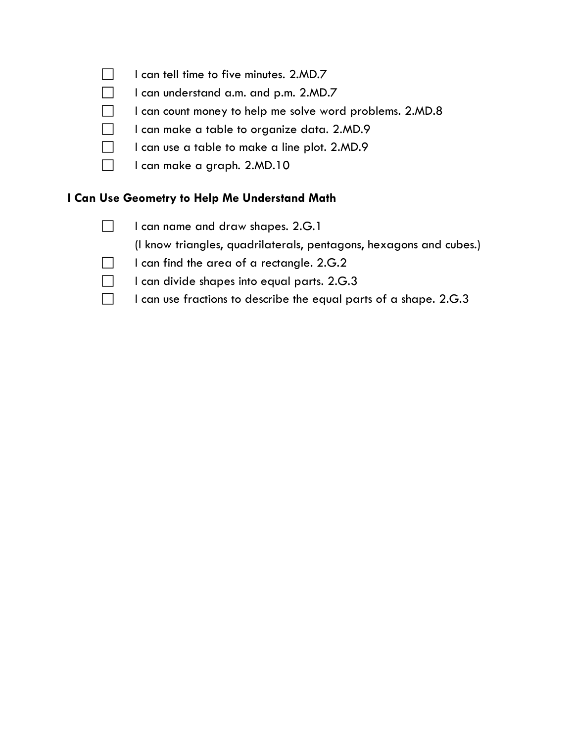- [ ] I can tell time to five minutes. 2.MD.7
- [ ] I can understand a.m. and p.m. 2.MD.7
- [ ] I can count money to help me solve word problems. 2.MD.8
- [ ] I can make a table to organize data. 2.MD.9
- [ ] I can use a table to make a line plot. 2.MD.9
- [ ] I can make a graph. 2.MD.10

**I Can Use Geometry to Help Me Understand Math**

- [ ] I can name and draw shapes. 2.G.1
  (I know triangles, quadrilaterals, pentagons, hexagons and cubes.)
- [ ] I can find the area of a rectangle. 2.G.2
- [ ] I can divide shapes into equal parts. 2.G.3
- [ ] I can use fractions to describe the equal parts of a shape. 2.G.3